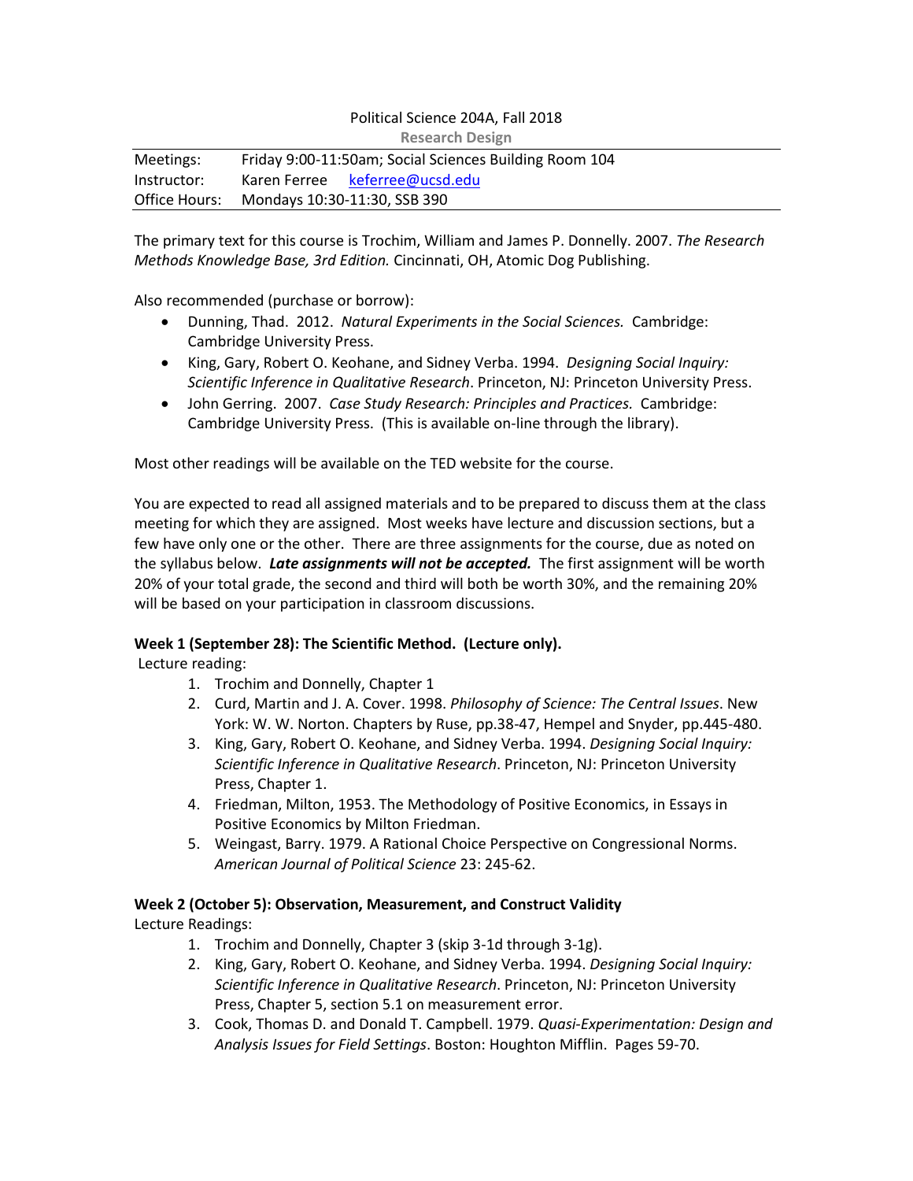# Political Science 204A, Fall 2018

## Research Design

| | |
|---|---|
| Meetings: | Friday 9:00-11:50am; Social Sciences Building Room 104 |
| Instructor: | Karen Ferree [keferree@ucsd.edu](mailto:keferree@ucsd.edu) |
| Office Hours: | Mondays 10:30-11:30, SSB 390 |

The primary text for this course is Trochim, William and James P. Donnelly. 2007. *The Research Methods Knowledge Base, 3rd Edition.* Cincinnati, OH, Atomic Dog Publishing.

Also recommended (purchase or borrow):

- Dunning, Thad. 2012. *Natural Experiments in the Social Sciences.* Cambridge: Cambridge University Press.
- King, Gary, Robert O. Keohane, and Sidney Verba. 1994. *Designing Social Inquiry: Scientific Inference in Qualitative Research*. Princeton, NJ: Princeton University Press.
- John Gerring. 2007. *Case Study Research: Principles and Practices.* Cambridge: Cambridge University Press. (This is available on-line through the library).

Most other readings will be available on the TED website for the course.

You are expected to read all assigned materials and to be prepared to discuss them at the class meeting for which they are assigned. Most weeks have lecture and discussion sections, but a few have only one or the other. There are three assignments for the course, due as noted on the syllabus below. ***Late assignments will not be accepted.*** The first assignment will be worth 20% of your total grade, the second and third will both be worth 30%, and the remaining 20% will be based on your participation in classroom discussions.

**Week 1 (September 28): The Scientific Method. (Lecture only).**

Lecture reading:

1. Trochim and Donnelly, Chapter 1
2. Curd, Martin and J. A. Cover. 1998. *Philosophy of Science: The Central Issues*. New York: W. W. Norton. Chapters by Ruse, pp.38-47, Hempel and Snyder, pp.445-480.
3. King, Gary, Robert O. Keohane, and Sidney Verba. 1994. *Designing Social Inquiry: Scientific Inference in Qualitative Research*. Princeton, NJ: Princeton University Press, Chapter 1.
4. Friedman, Milton, 1953. The Methodology of Positive Economics, in Essays in Positive Economics by Milton Friedman.
5. Weingast, Barry. 1979. A Rational Choice Perspective on Congressional Norms. *American Journal of Political Science* 23: 245-62.

**Week 2 (October 5): Observation, Measurement, and Construct Validity**

Lecture Readings:

1. Trochim and Donnelly, Chapter 3 (skip 3-1d through 3-1g).
2. King, Gary, Robert O. Keohane, and Sidney Verba. 1994. *Designing Social Inquiry: Scientific Inference in Qualitative Research*. Princeton, NJ: Princeton University Press, Chapter 5, section 5.1 on measurement error.
3. Cook, Thomas D. and Donald T. Campbell. 1979. *Quasi-Experimentation: Design and Analysis Issues for Field Settings*. Boston: Houghton Mifflin. Pages 59-70.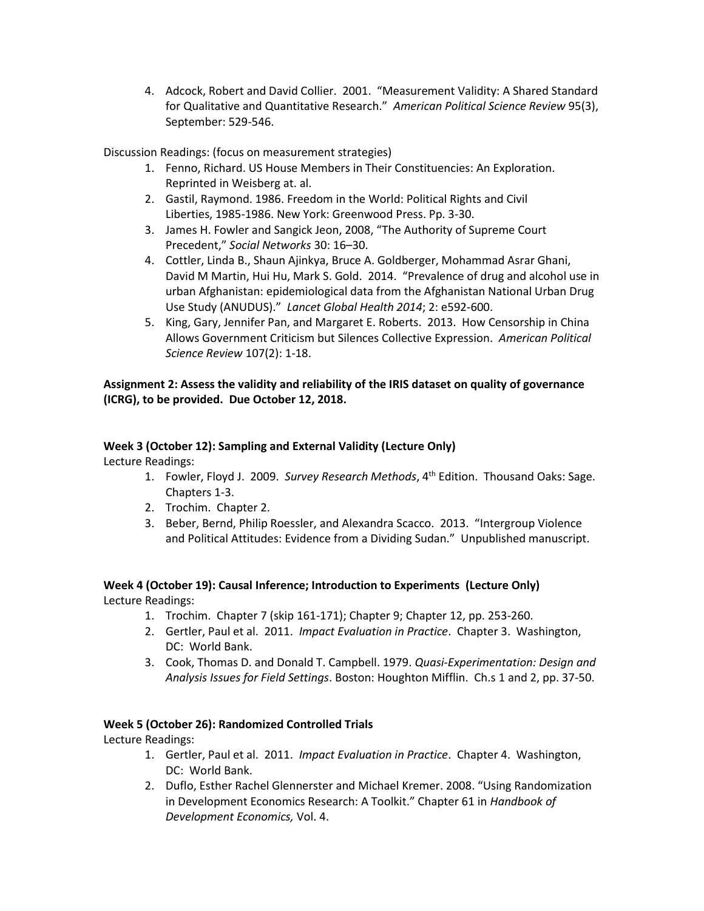4. Adcock, Robert and David Collier. 2001. "Measurement Validity: A Shared Standard for Qualitative and Quantitative Research." *American Political Science Review* 95(3), September: 529-546.

Discussion Readings: (focus on measurement strategies)

1. Fenno, Richard. US House Members in Their Constituencies: An Exploration. Reprinted in Weisberg at. al.
2. Gastil, Raymond. 1986. Freedom in the World: Political Rights and Civil Liberties, 1985-1986. New York: Greenwood Press. Pp. 3-30.
3. James H. Fowler and Sangick Jeon, 2008, "The Authority of Supreme Court Precedent," *Social Networks* 30: 16–30.
4. Cottler, Linda B., Shaun Ajinkya, Bruce A. Goldberger, Mohammad Asrar Ghani, David M Martin, Hui Hu, Mark S. Gold. 2014. "Prevalence of drug and alcohol use in urban Afghanistan: epidemiological data from the Afghanistan National Urban Drug Use Study (ANUDUS)." *Lancet Global Health 2014*; 2: e592-600.
5. King, Gary, Jennifer Pan, and Margaret E. Roberts. 2013. How Censorship in China Allows Government Criticism but Silences Collective Expression. *American Political Science Review* 107(2): 1-18.

**Assignment 2: Assess the validity and reliability of the IRIS dataset on quality of governance (ICRG), to be provided. Due October 12, 2018.**

### Week 3 (October 12): Sampling and External Validity (Lecture Only)

Lecture Readings:

1. Fowler, Floyd J. 2009. *Survey Research Methods*, 4th Edition. Thousand Oaks: Sage. Chapters 1-3.
2. Trochim. Chapter 2.
3. Beber, Bernd, Philip Roessler, and Alexandra Scacco. 2013. "Intergroup Violence and Political Attitudes: Evidence from a Dividing Sudan." Unpublished manuscript.

### Week 4 (October 19): Causal Inference; Introduction to Experiments (Lecture Only)

Lecture Readings:

1. Trochim. Chapter 7 (skip 161-171); Chapter 9; Chapter 12, pp. 253-260.
2. Gertler, Paul et al. 2011. *Impact Evaluation in Practice*. Chapter 3. Washington, DC: World Bank.
3. Cook, Thomas D. and Donald T. Campbell. 1979. *Quasi-Experimentation: Design and Analysis Issues for Field Settings*. Boston: Houghton Mifflin. Ch.s 1 and 2, pp. 37-50.

### Week 5 (October 26): Randomized Controlled Trials

Lecture Readings:

1. Gertler, Paul et al. 2011. *Impact Evaluation in Practice*. Chapter 4. Washington, DC: World Bank.
2. Duflo, Esther Rachel Glennerster and Michael Kremer. 2008. "Using Randomization in Development Economics Research: A Toolkit." Chapter 61 in *Handbook of Development Economics,* Vol. 4.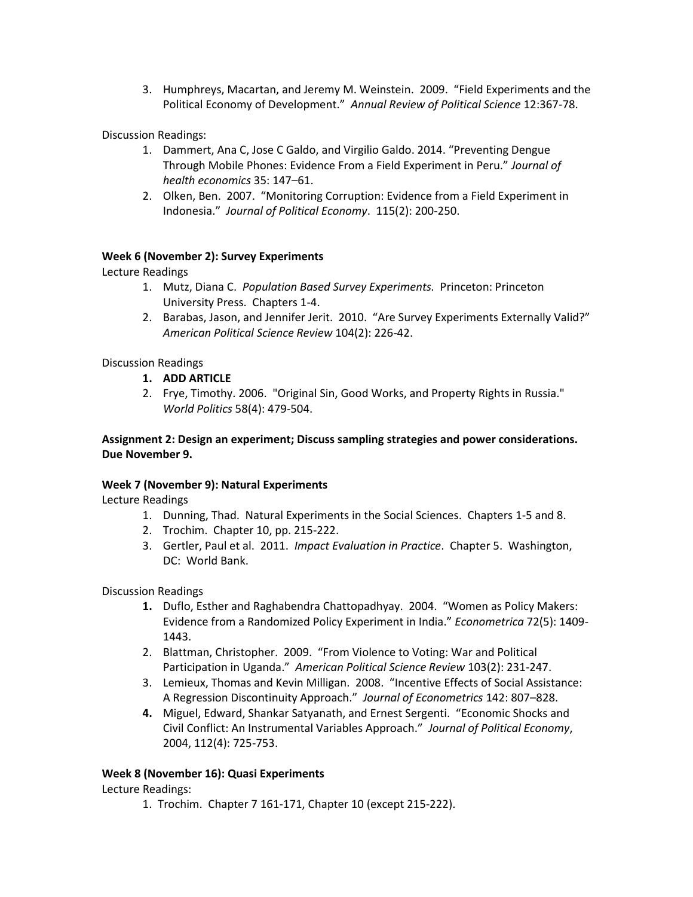3. Humphreys, Macartan, and Jeremy M. Weinstein. 2009. "Field Experiments and the Political Economy of Development." *Annual Review of Political Science* 12:367-78.

Discussion Readings:

1. Dammert, Ana C, Jose C Galdo, and Virgilio Galdo. 2014. "Preventing Dengue Through Mobile Phones: Evidence From a Field Experiment in Peru." *Journal of health economics* 35: 147–61.
2. Olken, Ben. 2007. "Monitoring Corruption: Evidence from a Field Experiment in Indonesia." *Journal of Political Economy*. 115(2): 200-250.

**Week 6 (November 2): Survey Experiments**

Lecture Readings

1. Mutz, Diana C. *Population Based Survey Experiments.* Princeton: Princeton University Press. Chapters 1-4.
2. Barabas, Jason, and Jennifer Jerit. 2010. "Are Survey Experiments Externally Valid?" *American Political Science Review* 104(2): 226-42.

Discussion Readings

1. **ADD ARTICLE**
2. Frye, Timothy. 2006. "Original Sin, Good Works, and Property Rights in Russia." *World Politics* 58(4): 479-504.

**Assignment 2: Design an experiment; Discuss sampling strategies and power considerations. Due November 9.**

**Week 7 (November 9): Natural Experiments**

Lecture Readings

1. Dunning, Thad. Natural Experiments in the Social Sciences. Chapters 1-5 and 8.
2. Trochim. Chapter 10, pp. 215-222.
3. Gertler, Paul et al. 2011. *Impact Evaluation in Practice*. Chapter 5. Washington, DC: World Bank.

Discussion Readings

1. Duflo, Esther and Raghabendra Chattopadhyay. 2004. "Women as Policy Makers: Evidence from a Randomized Policy Experiment in India." *Econometrica* 72(5): 1409-1443.
2. Blattman, Christopher. 2009. "From Violence to Voting: War and Political Participation in Uganda." *American Political Science Review* 103(2): 231-247.
3. Lemieux, Thomas and Kevin Milligan. 2008. "Incentive Effects of Social Assistance: A Regression Discontinuity Approach." *Journal of Econometrics* 142: 807–828.
4. Miguel, Edward, Shankar Satyanath, and Ernest Sergenti. "Economic Shocks and Civil Conflict: An Instrumental Variables Approach." *Journal of Political Economy*, 2004, 112(4): 725-753.

**Week 8 (November 16): Quasi Experiments**

Lecture Readings:

1. Trochim. Chapter 7 161-171, Chapter 10 (except 215-222).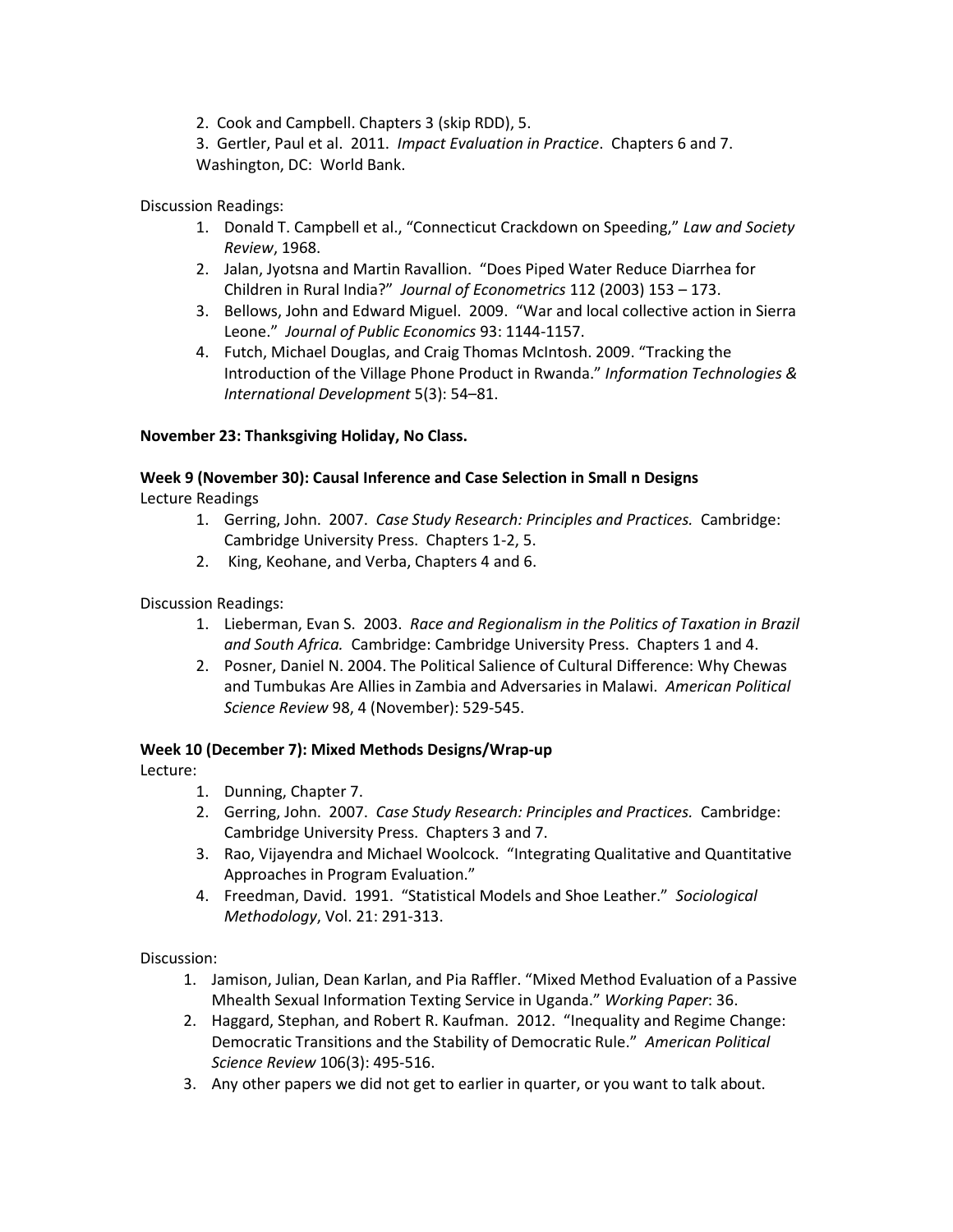2. Cook and Campbell. Chapters 3 (skip RDD), 5.

3. Gertler, Paul et al. 2011. *Impact Evaluation in Practice*. Chapters 6 and 7. Washington, DC: World Bank.

Discussion Readings:

1. Donald T. Campbell et al., "Connecticut Crackdown on Speeding," *Law and Society Review*, 1968.
2. Jalan, Jyotsna and Martin Ravallion. "Does Piped Water Reduce Diarrhea for Children in Rural India?" *Journal of Econometrics* 112 (2003) 153 – 173.
3. Bellows, John and Edward Miguel. 2009. "War and local collective action in Sierra Leone." *Journal of Public Economics* 93: 1144-1157.
4. Futch, Michael Douglas, and Craig Thomas McIntosh. 2009. "Tracking the Introduction of the Village Phone Product in Rwanda." *Information Technologies & International Development* 5(3): 54–81.

**November 23: Thanksgiving Holiday, No Class.**

**Week 9 (November 30): Causal Inference and Case Selection in Small n Designs**

Lecture Readings

1. Gerring, John. 2007. *Case Study Research: Principles and Practices.* Cambridge: Cambridge University Press. Chapters 1-2, 5.
2. King, Keohane, and Verba, Chapters 4 and 6.

Discussion Readings:

1. Lieberman, Evan S. 2003. *Race and Regionalism in the Politics of Taxation in Brazil and South Africa.* Cambridge: Cambridge University Press. Chapters 1 and 4.
2. Posner, Daniel N. 2004. The Political Salience of Cultural Difference: Why Chewas and Tumbukas Are Allies in Zambia and Adversaries in Malawi. *American Political Science Review* 98, 4 (November): 529-545.

**Week 10 (December 7): Mixed Methods Designs/Wrap-up**

Lecture:

1. Dunning, Chapter 7.
2. Gerring, John. 2007. *Case Study Research: Principles and Practices.* Cambridge: Cambridge University Press. Chapters 3 and 7.
3. Rao, Vijayendra and Michael Woolcock. "Integrating Qualitative and Quantitative Approaches in Program Evaluation."
4. Freedman, David. 1991. "Statistical Models and Shoe Leather." *Sociological Methodology*, Vol. 21: 291-313.

Discussion:

1. Jamison, Julian, Dean Karlan, and Pia Raffler. "Mixed Method Evaluation of a Passive Mhealth Sexual Information Texting Service in Uganda." *Working Paper*: 36.
2. Haggard, Stephan, and Robert R. Kaufman. 2012. "Inequality and Regime Change: Democratic Transitions and the Stability of Democratic Rule." *American Political Science Review* 106(3): 495-516.
3. Any other papers we did not get to earlier in quarter, or you want to talk about.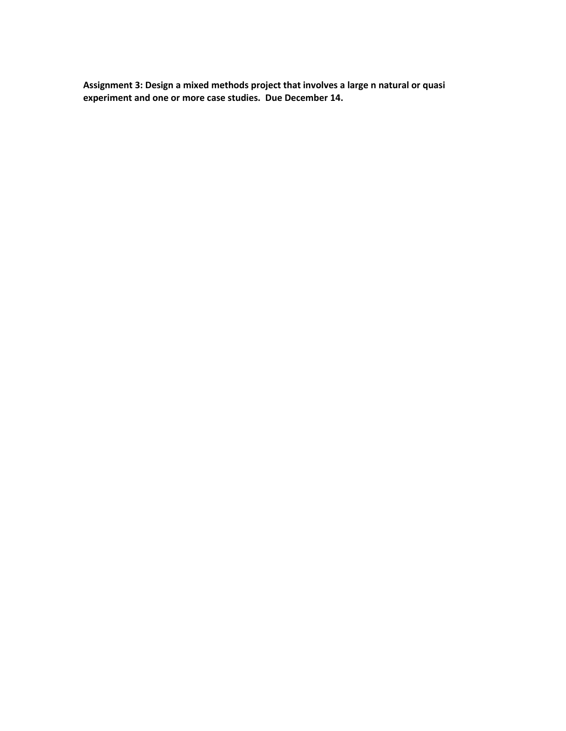**Assignment 3: Design a mixed methods project that involves a large n natural or quasi experiment and one or more case studies. Due December 14.**